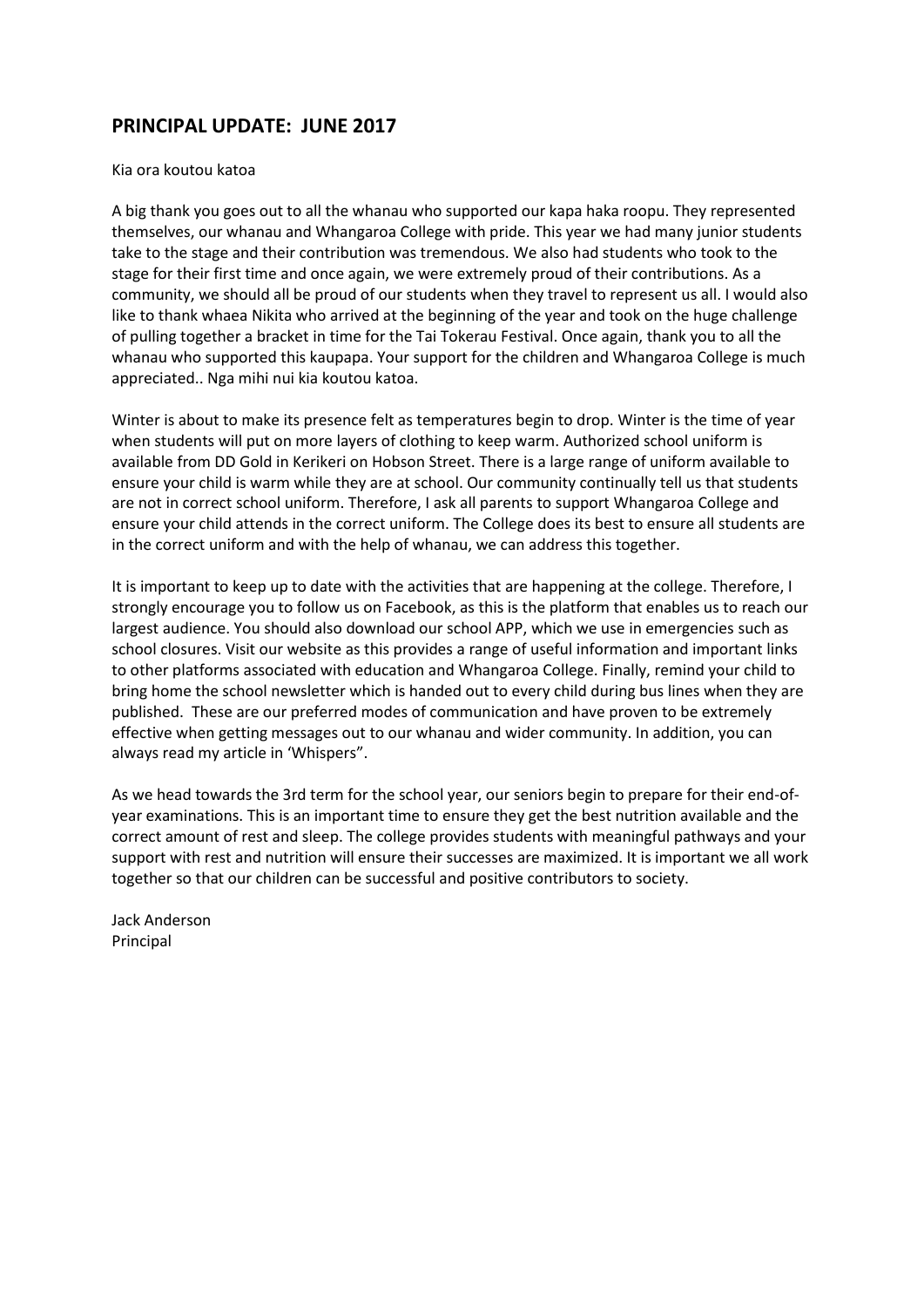## PRINCIPAL UPDATE: JUNE 2017

Kia ora koutou katoa

A big thank you goes out to all the whanau who supported our kapa haka roopu. They represented themselves, our whanau and Whangaroa College with pride. This year we had many junior students take to the stage and their contribution was tremendous. We also had students who took to the stage for their first time and once again, we were extremely proud of their contributions. As a community, we should all be proud of our students when they travel to represent us all. I would also like to thank whaea Nikita who arrived at the beginning of the year and took on the huge challenge of pulling together a bracket in time for the Tai Tokerau Festival. Once again, thank you to all the whanau who supported this kaupapa. Your support for the children and Whangaroa College is much appreciated.. Nga mihi nui kia koutou katoa.

Winter is about to make its presence felt as temperatures begin to drop. Winter is the time of year when students will put on more layers of clothing to keep warm. Authorized school uniform is available from DD Gold in Kerikeri on Hobson Street. There is a large range of uniform available to ensure your child is warm while they are at school. Our community continually tell us that students are not in correct school uniform. Therefore, I ask all parents to support Whangaroa College and ensure your child attends in the correct uniform. The College does its best to ensure all students are in the correct uniform and with the help of whanau, we can address this together.

It is important to keep up to date with the activities that are happening at the college. Therefore, I strongly encourage you to follow us on Facebook, as this is the platform that enables us to reach our largest audience. You should also download our school APP, which we use in emergencies such as school closures. Visit our website as this provides a range of useful information and important links to other platforms associated with education and Whangaroa College. Finally, remind your child to bring home the school newsletter which is handed out to every child during bus lines when they are published. These are our preferred modes of communication and have proven to be extremely effective when getting messages out to our whanau and wider community. In addition, you can always read my article in 'Whispers".

As we head towards the 3rd term for the school year, our seniors begin to prepare for their end-of-year examinations. This is an important time to ensure they get the best nutrition available and the correct amount of rest and sleep. The college provides students with meaningful pathways and your support with rest and nutrition will ensure their successes are maximized. It is important we all work together so that our children can be successful and positive contributors to society.

Jack Anderson
Principal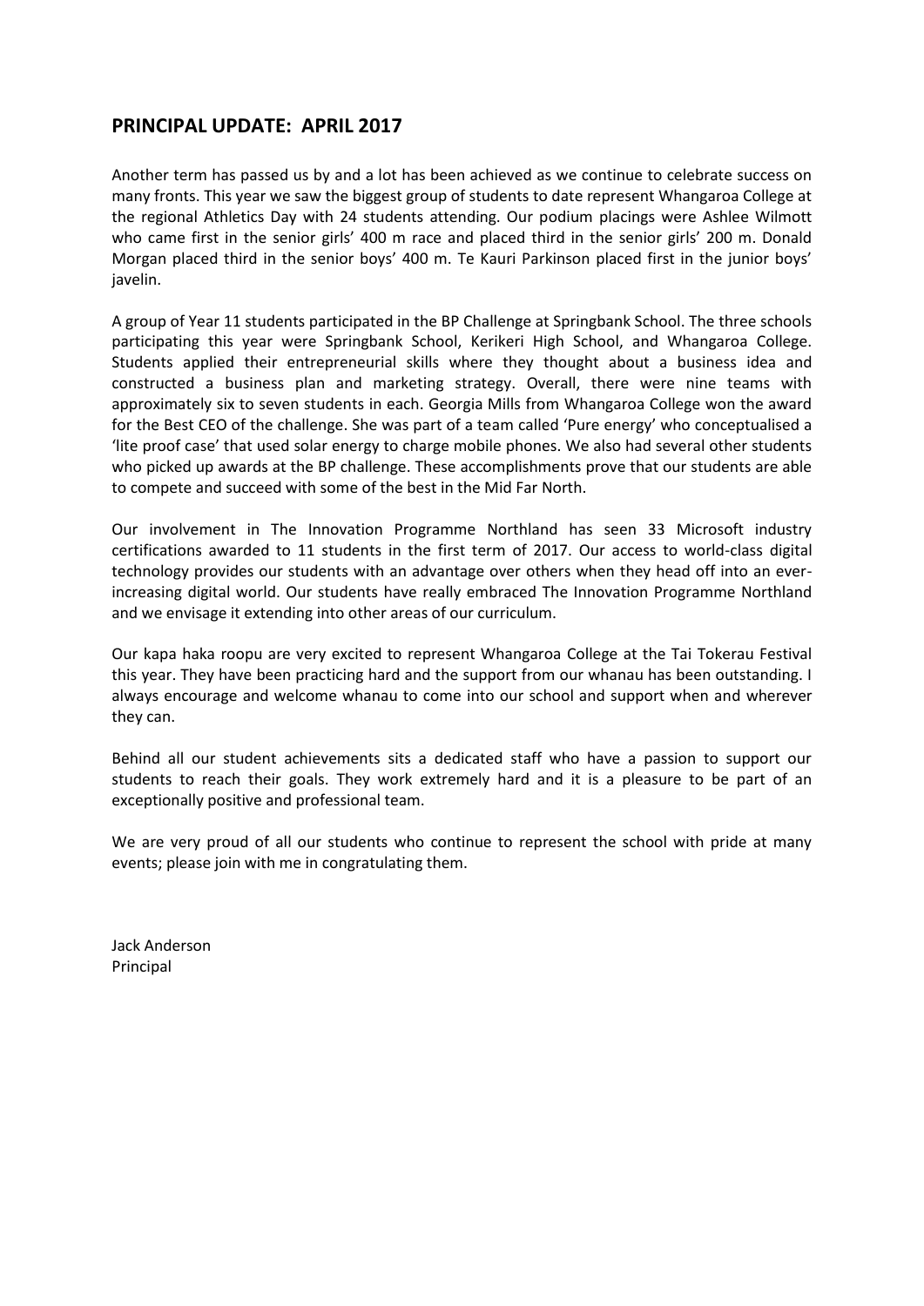## PRINCIPAL UPDATE: APRIL 2017

Another term has passed us by and a lot has been achieved as we continue to celebrate success on many fronts. This year we saw the biggest group of students to date represent Whangaroa College at the regional Athletics Day with 24 students attending. Our podium placings were Ashlee Wilmott who came first in the senior girls' 400 m race and placed third in the senior girls' 200 m. Donald Morgan placed third in the senior boys' 400 m. Te Kauri Parkinson placed first in the junior boys' javelin.

A group of Year 11 students participated in the BP Challenge at Springbank School. The three schools participating this year were Springbank School, Kerikeri High School, and Whangaroa College. Students applied their entrepreneurial skills where they thought about a business idea and constructed a business plan and marketing strategy. Overall, there were nine teams with approximately six to seven students in each. Georgia Mills from Whangaroa College won the award for the Best CEO of the challenge. She was part of a team called 'Pure energy' who conceptualised a 'lite proof case' that used solar energy to charge mobile phones. We also had several other students who picked up awards at the BP challenge. These accomplishments prove that our students are able to compete and succeed with some of the best in the Mid Far North.

Our involvement in The Innovation Programme Northland has seen 33 Microsoft industry certifications awarded to 11 students in the first term of 2017. Our access to world-class digital technology provides our students with an advantage over others when they head off into an ever-increasing digital world. Our students have really embraced The Innovation Programme Northland and we envisage it extending into other areas of our curriculum.

Our kapa haka roopu are very excited to represent Whangaroa College at the Tai Tokerau Festival this year. They have been practicing hard and the support from our whanau has been outstanding. I always encourage and welcome whanau to come into our school and support when and wherever they can.

Behind all our student achievements sits a dedicated staff who have a passion to support our students to reach their goals. They work extremely hard and it is a pleasure to be part of an exceptionally positive and professional team.

We are very proud of all our students who continue to represent the school with pride at many events; please join with me in congratulating them.

Jack Anderson
Principal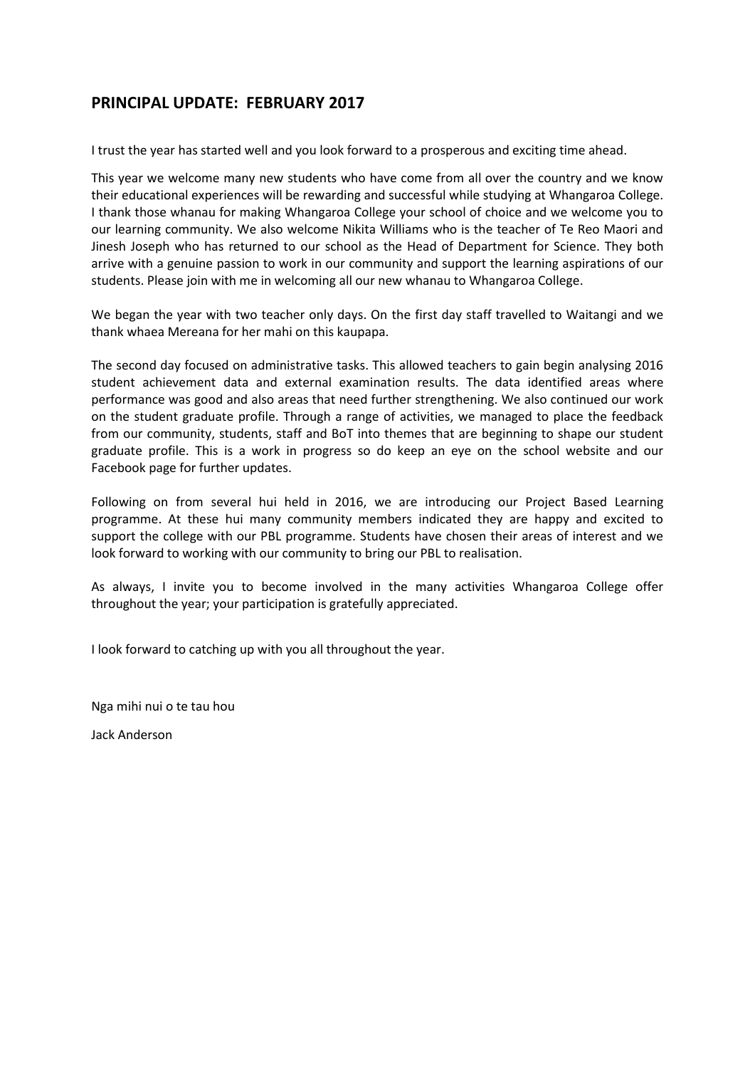## PRINCIPAL UPDATE: FEBRUARY 2017

I trust the year has started well and you look forward to a prosperous and exciting time ahead.

This year we welcome many new students who have come from all over the country and we know their educational experiences will be rewarding and successful while studying at Whangaroa College. I thank those whanau for making Whangaroa College your school of choice and we welcome you to our learning community. We also welcome Nikita Williams who is the teacher of Te Reo Maori and Jinesh Joseph who has returned to our school as the Head of Department for Science. They both arrive with a genuine passion to work in our community and support the learning aspirations of our students. Please join with me in welcoming all our new whanau to Whangaroa College.

We began the year with two teacher only days. On the first day staff travelled to Waitangi and we thank whaea Mereana for her mahi on this kaupapa.

The second day focused on administrative tasks. This allowed teachers to gain begin analysing 2016 student achievement data and external examination results. The data identified areas where performance was good and also areas that need further strengthening. We also continued our work on the student graduate profile. Through a range of activities, we managed to place the feedback from our community, students, staff and BoT into themes that are beginning to shape our student graduate profile. This is a work in progress so do keep an eye on the school website and our Facebook page for further updates.

Following on from several hui held in 2016, we are introducing our Project Based Learning programme. At these hui many community members indicated they are happy and excited to support the college with our PBL programme. Students have chosen their areas of interest and we look forward to working with our community to bring our PBL to realisation.

As always, I invite you to become involved in the many activities Whangaroa College offer throughout the year; your participation is gratefully appreciated.

I look forward to catching up with you all throughout the year.

Nga mihi nui o te tau hou

Jack Anderson